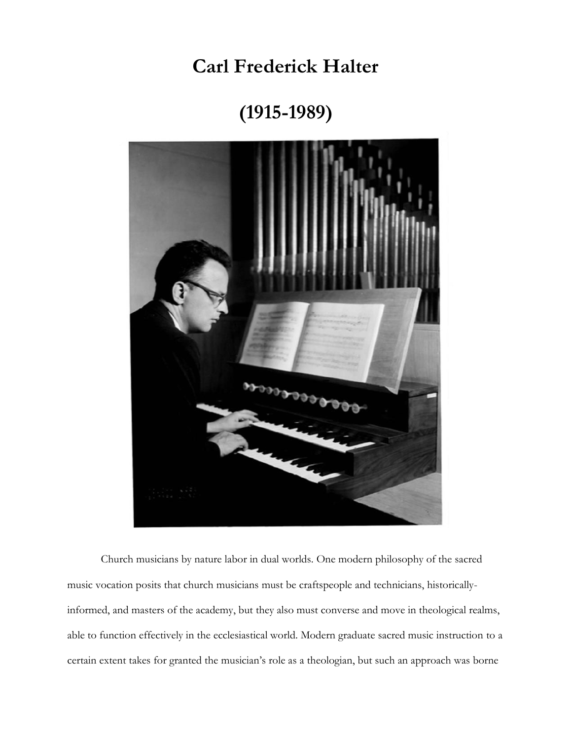# Carl Frederick Halter

# (1915-1989)

Church musicians by nature labor in dual worlds. One modern philosophy of the sacred music vocation posits that church musicians must be craftspeople and technicians, historically-informed, and masters of the academy, but they also must converse and move in theological realms, able to function effectively in the ecclesiastical world. Modern graduate sacred music instruction to a certain extent takes for granted the musician's role as a theologian, but such an approach was borne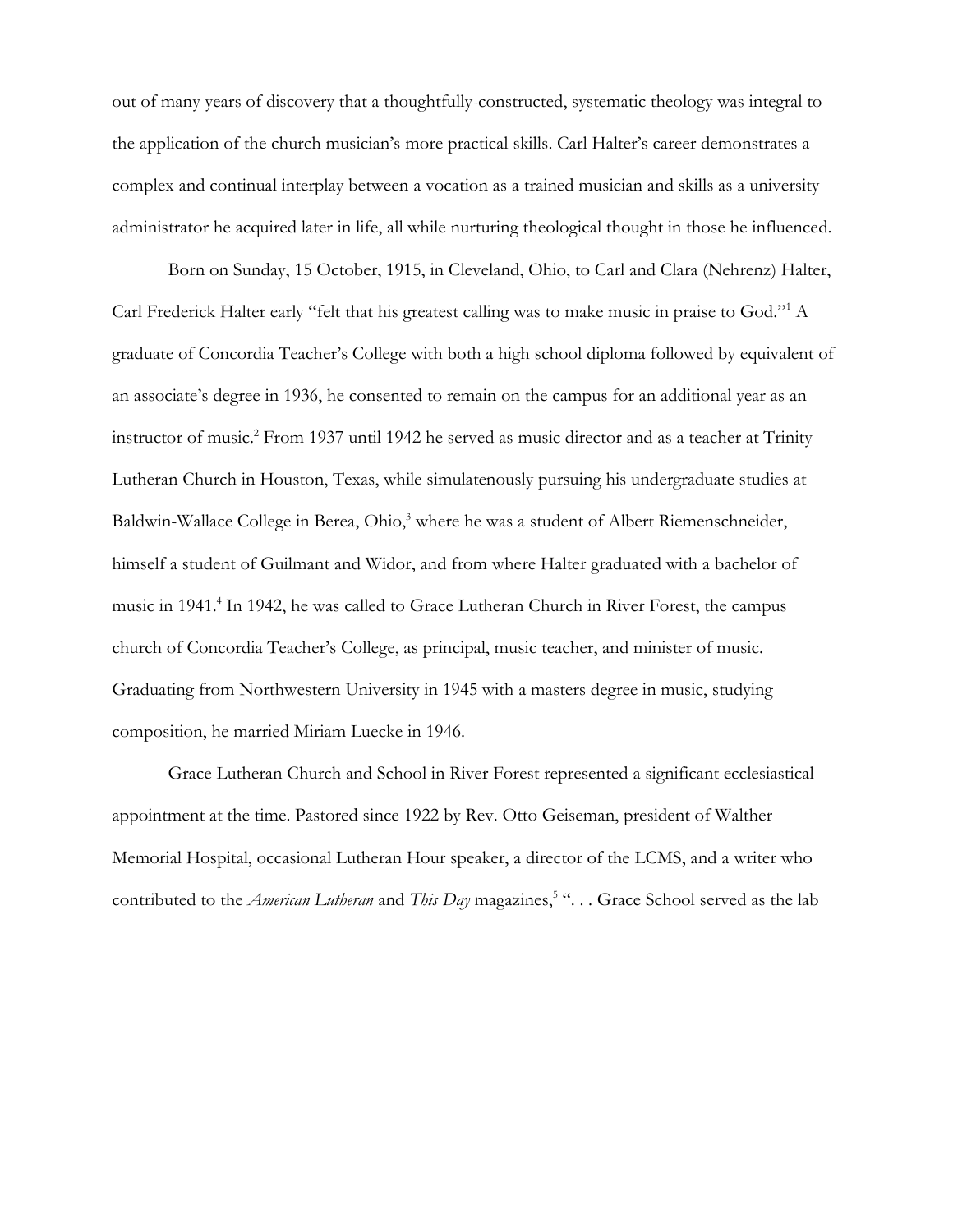out of many years of discovery that a thoughtfully-constructed, systematic theology was integral to the application of the church musician's more practical skills. Carl Halter's career demonstrates a complex and continual interplay between a vocation as a trained musician and skills as a university administrator he acquired later in life, all while nurturing theological thought in those he influenced.

Born on Sunday, 15 October, 1915, in Cleveland, Ohio, to Carl and Clara (Nehrenz) Halter, Carl Frederick Halter early "felt that his greatest calling was to make music in praise to God."[1] A graduate of Concordia Teacher's College with both a high school diploma followed by equivalent of an associate's degree in 1936, he consented to remain on the campus for an additional year as an instructor of music.[2] From 1937 until 1942 he served as music director and as a teacher at Trinity Lutheran Church in Houston, Texas, while simulatenously pursuing his undergraduate studies at Baldwin-Wallace College in Berea, Ohio,[3] where he was a student of Albert Riemenschneider, himself a student of Guilmant and Widor, and from where Halter graduated with a bachelor of music in 1941.[4] In 1942, he was called to Grace Lutheran Church in River Forest, the campus church of Concordia Teacher's College, as principal, music teacher, and minister of music. Graduating from Northwestern University in 1945 with a masters degree in music, studying composition, he married Miriam Luecke in 1946.

Grace Lutheran Church and School in River Forest represented a significant ecclesiastical appointment at the time. Pastored since 1922 by Rev. Otto Geiseman, president of Walther Memorial Hospital, occasional Lutheran Hour speaker, a director of the LCMS, and a writer who contributed to the *American Lutheran* and *This Day* magazines,[5] ". . . Grace School served as the lab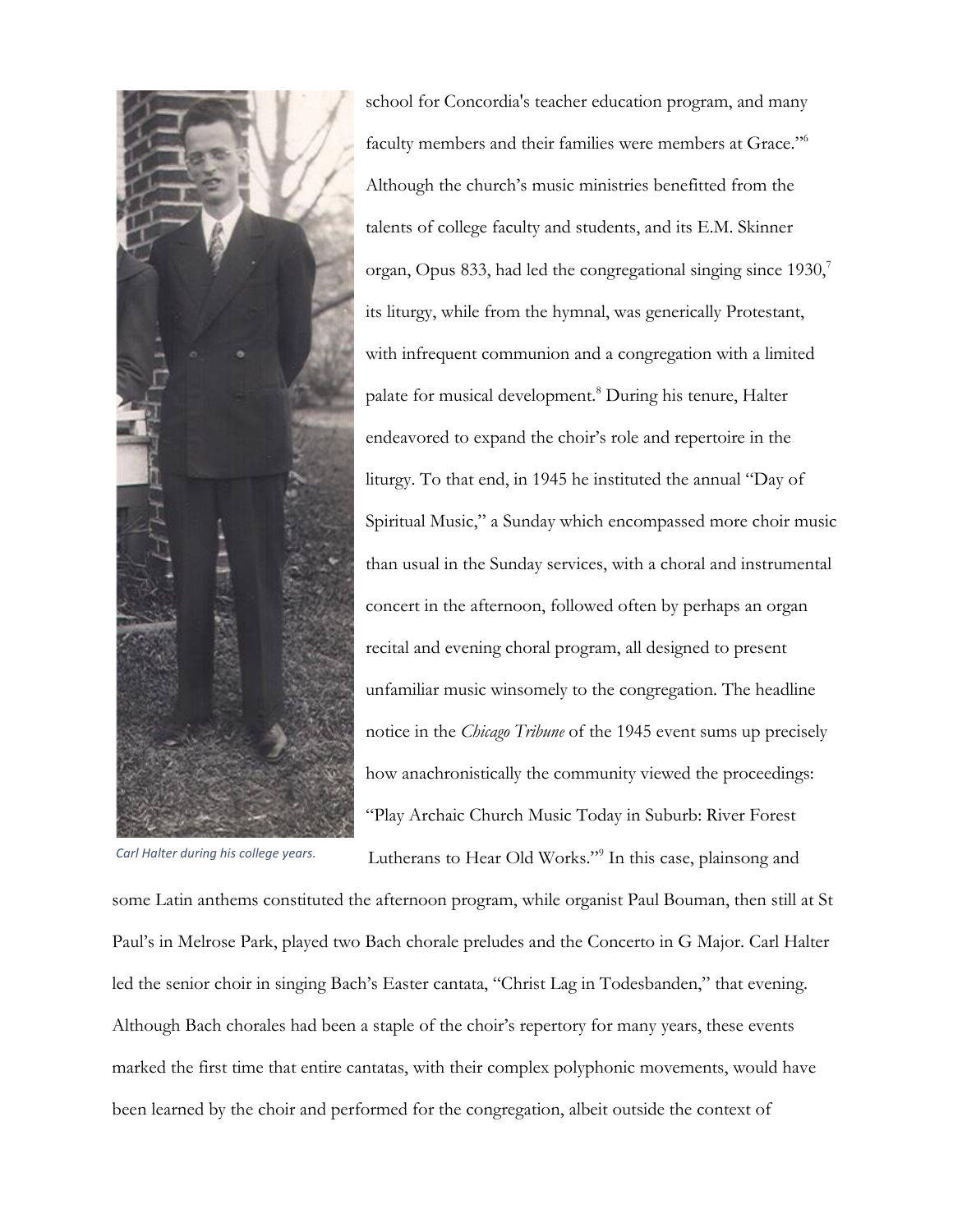school for Concordia's teacher education program, and many faculty members and their families were members at Grace."[6] Although the church's music ministries benefitted from the talents of college faculty and students, and its E.M. Skinner organ, Opus 833, had led the congregational singing since 1930,[7] its liturgy, while from the hymnal, was generically Protestant, with infrequent communion and a congregation with a limited palate for musical development.[8] During his tenure, Halter endeavored to expand the choir's role and repertoire in the liturgy. To that end, in 1945 he instituted the annual "Day of Spiritual Music," a Sunday which encompassed more choir music than usual in the Sunday services, with a choral and instrumental concert in the afternoon, followed often by perhaps an organ recital and evening choral program, all designed to present unfamiliar music winsomely to the congregation. The headline notice in the *Chicago Tribune* of the 1945 event sums up precisely how anachronistically the community viewed the proceedings: "Play Archaic Church Music Today in Suburb: River Forest Lutherans to Hear Old Works."[9] In this case, plainsong and some Latin anthems constituted the afternoon program, while organist Paul Bouman, then still at St Paul's in Melrose Park, played two Bach chorale preludes and the Concerto in G Major. Carl Halter led the senior choir in singing Bach's Easter cantata, "Christ Lag in Todesbanden," that evening. Although Bach chorales had been a staple of the choir's repertory for many years, these events marked the first time that entire cantatas, with their complex polyphonic movements, would have been learned by the choir and performed for the congregation, albeit outside the context of

*Carl Halter during his college years.*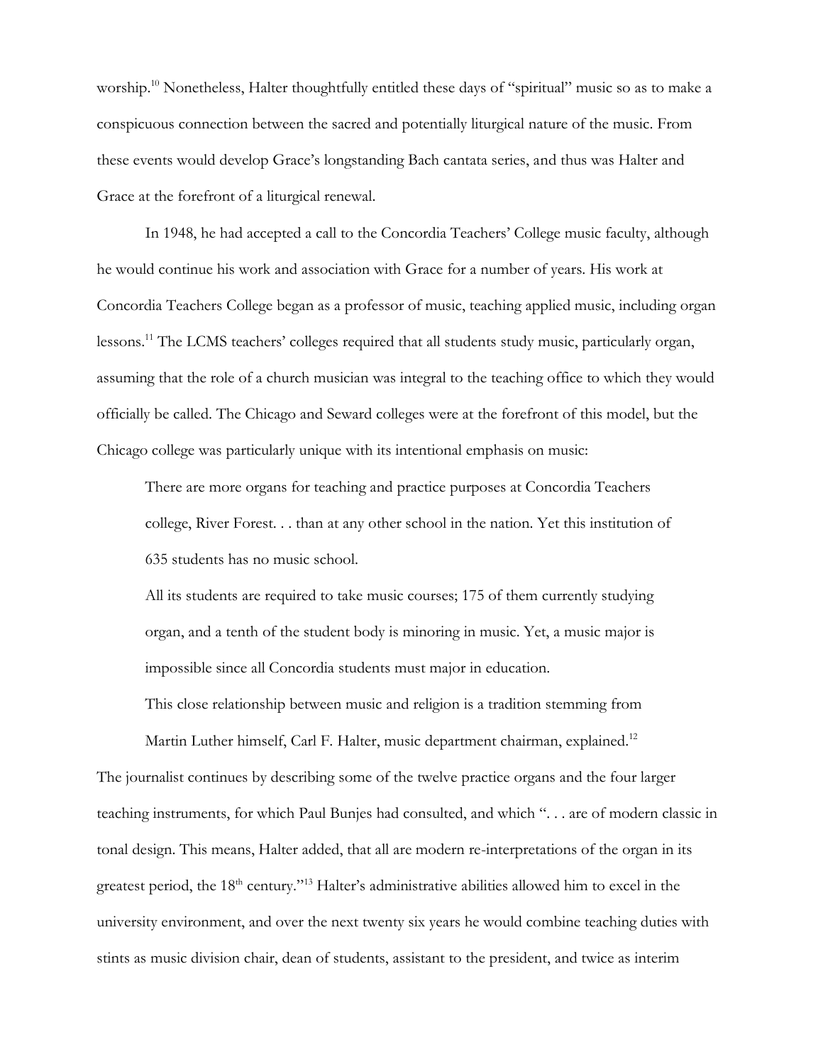worship.[10] Nonetheless, Halter thoughtfully entitled these days of "spiritual" music so as to make a conspicuous connection between the sacred and potentially liturgical nature of the music. From these events would develop Grace's longstanding Bach cantata series, and thus was Halter and Grace at the forefront of a liturgical renewal.

In 1948, he had accepted a call to the Concordia Teachers' College music faculty, although he would continue his work and association with Grace for a number of years. His work at Concordia Teachers College began as a professor of music, teaching applied music, including organ lessons.[11] The LCMS teachers' colleges required that all students study music, particularly organ, assuming that the role of a church musician was integral to the teaching office to which they would officially be called. The Chicago and Seward colleges were at the forefront of this model, but the Chicago college was particularly unique with its intentional emphasis on music:

> There are more organs for teaching and practice purposes at Concordia Teachers college, River Forest. . . than at any other school in the nation. Yet this institution of 635 students has no music school.
>
> All its students are required to take music courses; 175 of them currently studying organ, and a tenth of the student body is minoring in music. Yet, a music major is impossible since all Concordia students must major in education.
>
> This close relationship between music and religion is a tradition stemming from Martin Luther himself, Carl F. Halter, music department chairman, explained.[12]

The journalist continues by describing some of the twelve practice organs and the four larger teaching instruments, for which Paul Bunjes had consulted, and which ". . . are of modern classic in tonal design. This means, Halter added, that all are modern re-interpretations of the organ in its greatest period, the 18th century."[13] Halter's administrative abilities allowed him to excel in the university environment, and over the next twenty six years he would combine teaching duties with stints as music division chair, dean of students, assistant to the president, and twice as interim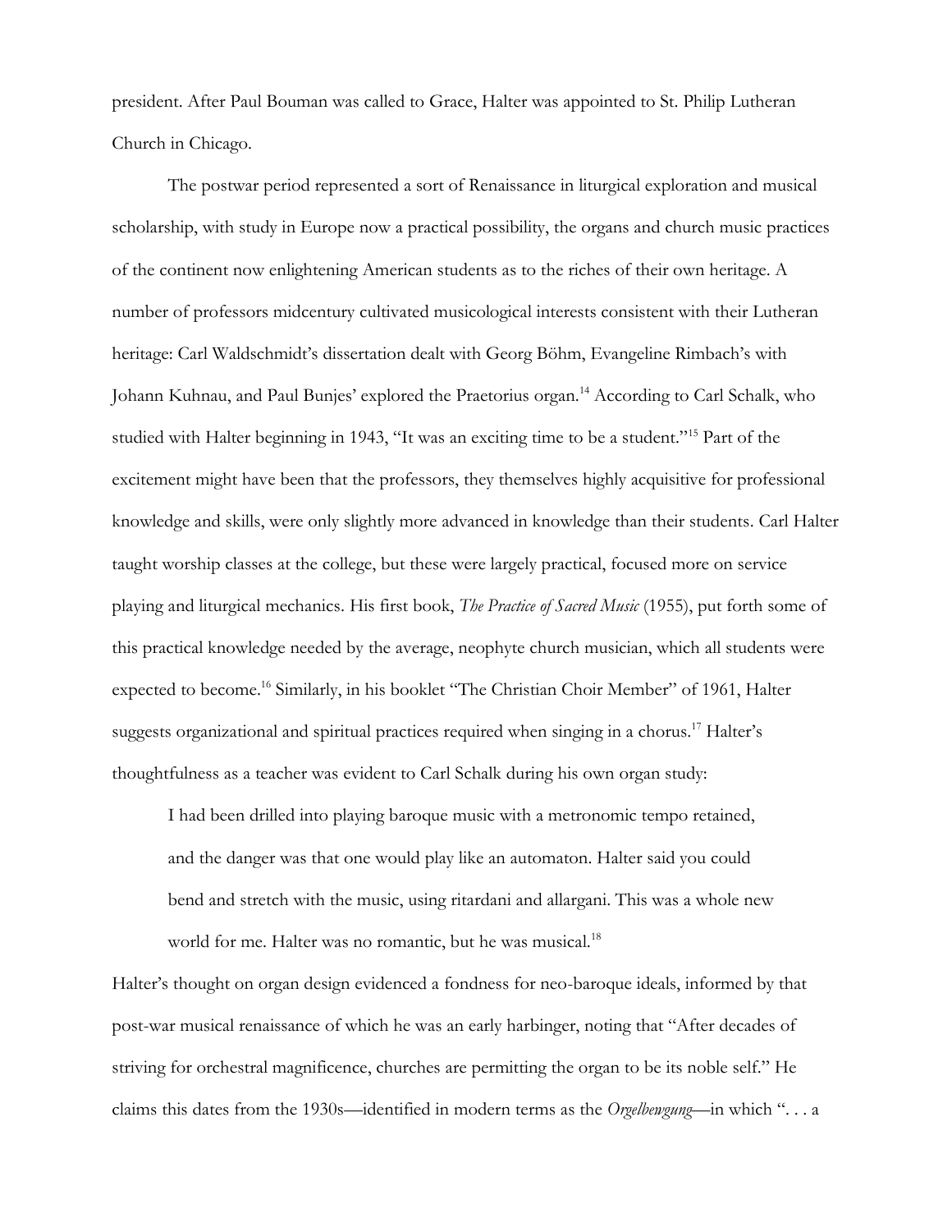president. After Paul Bouman was called to Grace, Halter was appointed to St. Philip Lutheran Church in Chicago.

The postwar period represented a sort of Renaissance in liturgical exploration and musical scholarship, with study in Europe now a practical possibility, the organs and church music practices of the continent now enlightening American students as to the riches of their own heritage. A number of professors midcentury cultivated musicological interests consistent with their Lutheran heritage: Carl Waldschmidt's dissertation dealt with Georg Böhm, Evangeline Rimbach's with Johann Kuhnau, and Paul Bunjes' explored the Praetorius organ.[14] According to Carl Schalk, who studied with Halter beginning in 1943, "It was an exciting time to be a student."[15] Part of the excitement might have been that the professors, they themselves highly acquisitive for professional knowledge and skills, were only slightly more advanced in knowledge than their students. Carl Halter taught worship classes at the college, but these were largely practical, focused more on service playing and liturgical mechanics. His first book, *The Practice of Sacred Music* (1955), put forth some of this practical knowledge needed by the average, neophyte church musician, which all students were expected to become.[16] Similarly, in his booklet "The Christian Choir Member" of 1961, Halter suggests organizational and spiritual practices required when singing in a chorus.[17] Halter's thoughtfulness as a teacher was evident to Carl Schalk during his own organ study:

> I had been drilled into playing baroque music with a metronomic tempo retained, and the danger was that one would play like an automaton. Halter said you could bend and stretch with the music, using ritardani and allargani. This was a whole new world for me. Halter was no romantic, but he was musical.[18]

Halter's thought on organ design evidenced a fondness for neo-baroque ideals, informed by that post-war musical renaissance of which he was an early harbinger, noting that "After decades of striving for orchestral magnificence, churches are permitting the organ to be its noble self." He claims this dates from the 1930s—identified in modern terms as the *Orgelbewgung*—in which ". . . a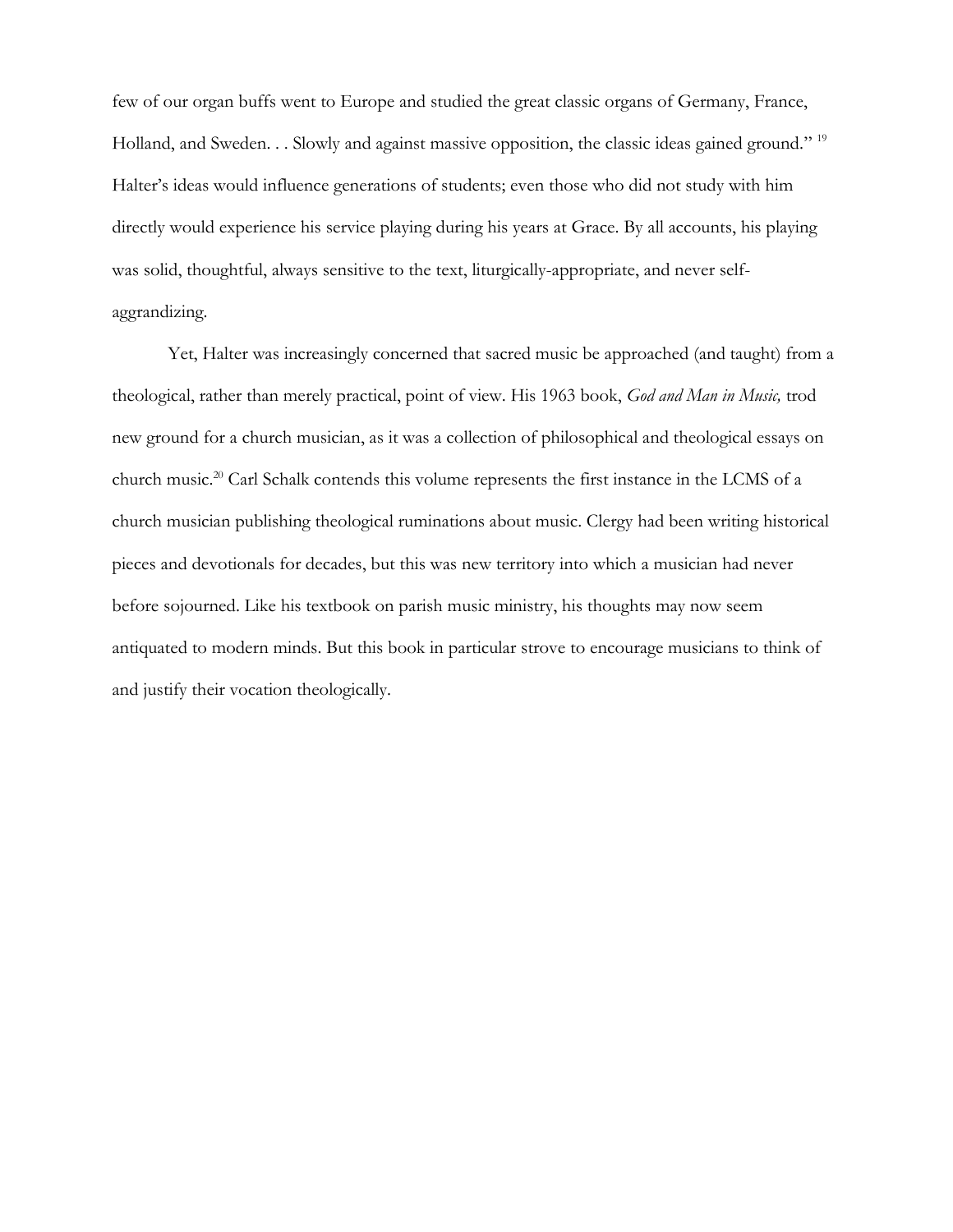few of our organ buffs went to Europe and studied the great classic organs of Germany, France, Holland, and Sweden. . . Slowly and against massive opposition, the classic ideas gained ground." [19] Halter's ideas would influence generations of students; even those who did not study with him directly would experience his service playing during his years at Grace. By all accounts, his playing was solid, thoughtful, always sensitive to the text, liturgically-appropriate, and never self-aggrandizing.

Yet, Halter was increasingly concerned that sacred music be approached (and taught) from a theological, rather than merely practical, point of view. His 1963 book, *God and Man in Music,* trod new ground for a church musician, as it was a collection of philosophical and theological essays on church music.[20] Carl Schalk contends this volume represents the first instance in the LCMS of a church musician publishing theological ruminations about music. Clergy had been writing historical pieces and devotionals for decades, but this was new territory into which a musician had never before sojourned. Like his textbook on parish music ministry, his thoughts may now seem antiquated to modern minds. But this book in particular strove to encourage musicians to think of and justify their vocation theologically.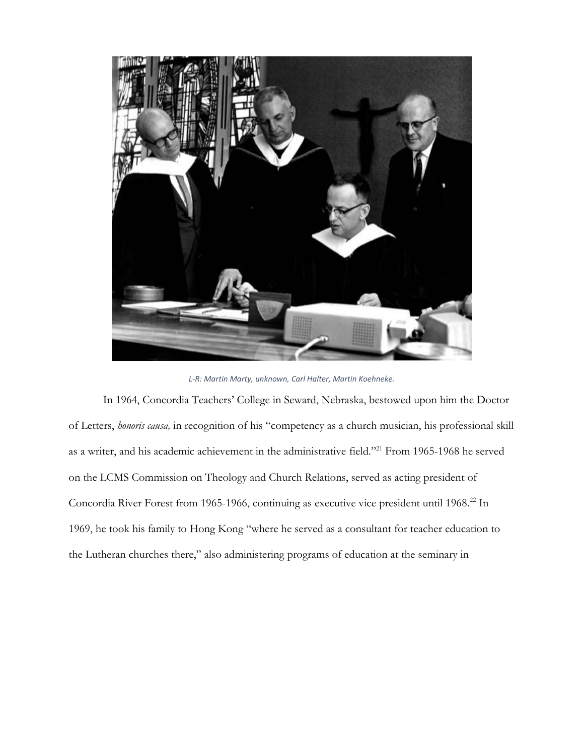*L-R: Martin Marty, unknown, Carl Halter, Martin Koehneke.*

In 1964, Concordia Teachers' College in Seward, Nebraska, bestowed upon him the Doctor of Letters, *honoris causa,* in recognition of his "competency as a church musician, his professional skill as a writer, and his academic achievement in the administrative field."[21] From 1965-1968 he served on the LCMS Commission on Theology and Church Relations, served as acting president of Concordia River Forest from 1965-1966, continuing as executive vice president until 1968.[22] In 1969, he took his family to Hong Kong "where he served as a consultant for teacher education to the Lutheran churches there," also administering programs of education at the seminary in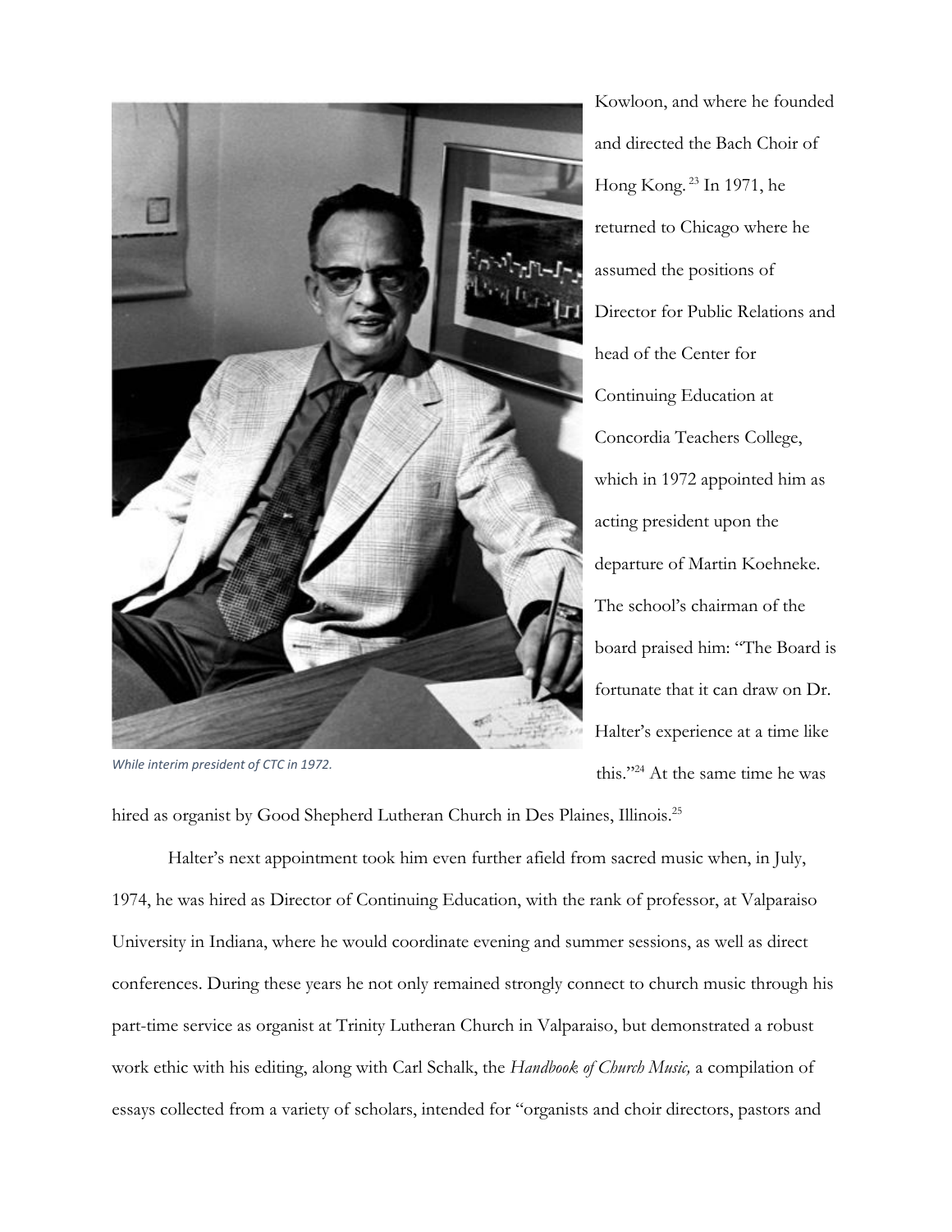While interim president of CTC in 1972.

Kowloon, and where he founded and directed the Bach Choir of Hong Kong.[23] In 1971, he returned to Chicago where he assumed the positions of Director for Public Relations and head of the Center for Continuing Education at Concordia Teachers College, which in 1972 appointed him as acting president upon the departure of Martin Koehneke. The school's chairman of the board praised him: "The Board is fortunate that it can draw on Dr. Halter's experience at a time like this."[24] At the same time he was hired as organist by Good Shepherd Lutheran Church in Des Plaines, Illinois.[25]

Halter's next appointment took him even further afield from sacred music when, in July, 1974, he was hired as Director of Continuing Education, with the rank of professor, at Valparaiso University in Indiana, where he would coordinate evening and summer sessions, as well as direct conferences. During these years he not only remained strongly connect to church music through his part-time service as organist at Trinity Lutheran Church in Valparaiso, but demonstrated a robust work ethic with his editing, along with Carl Schalk, the *Handbook of Church Music,* a compilation of essays collected from a variety of scholars, intended for "organists and choir directors, pastors and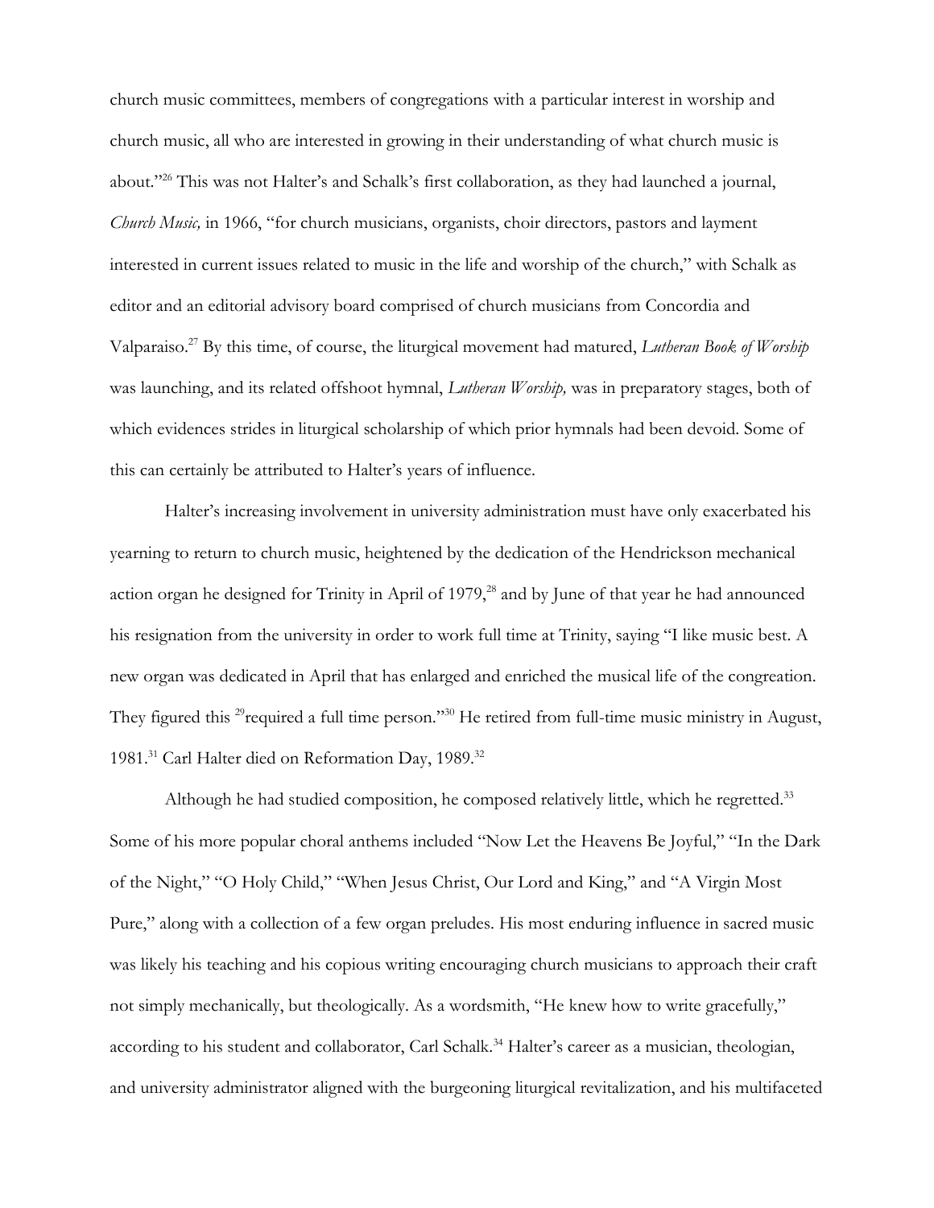church music committees, members of congregations with a particular interest in worship and church music, all who are interested in growing in their understanding of what church music is about."[26] This was not Halter's and Schalk's first collaboration, as they had launched a journal, *Church Music,* in 1966, "for church musicians, organists, choir directors, pastors and layment interested in current issues related to music in the life and worship of the church," with Schalk as editor and an editorial advisory board comprised of church musicians from Concordia and Valparaiso.[27] By this time, of course, the liturgical movement had matured, *Lutheran Book of Worship* was launching, and its related offshoot hymnal, *Lutheran Worship,* was in preparatory stages, both of which evidences strides in liturgical scholarship of which prior hymnals had been devoid. Some of this can certainly be attributed to Halter's years of influence.

Halter's increasing involvement in university administration must have only exacerbated his yearning to return to church music, heightened by the dedication of the Hendrickson mechanical action organ he designed for Trinity in April of 1979,[28] and by June of that year he had announced his resignation from the university in order to work full time at Trinity, saying "I like music best. A new organ was dedicated in April that has enlarged and enriched the musical life of the congreation. They figured this [29]required a full time person."[30] He retired from full-time music ministry in August, 1981.[31] Carl Halter died on Reformation Day, 1989.[32]

Although he had studied composition, he composed relatively little, which he regretted.[33] Some of his more popular choral anthems included "Now Let the Heavens Be Joyful," "In the Dark of the Night," "O Holy Child," "When Jesus Christ, Our Lord and King," and "A Virgin Most Pure," along with a collection of a few organ preludes. His most enduring influence in sacred music was likely his teaching and his copious writing encouraging church musicians to approach their craft not simply mechanically, but theologically. As a wordsmith, "He knew how to write gracefully," according to his student and collaborator, Carl Schalk.[34] Halter's career as a musician, theologian, and university administrator aligned with the burgeoning liturgical revitalization, and his multifaceted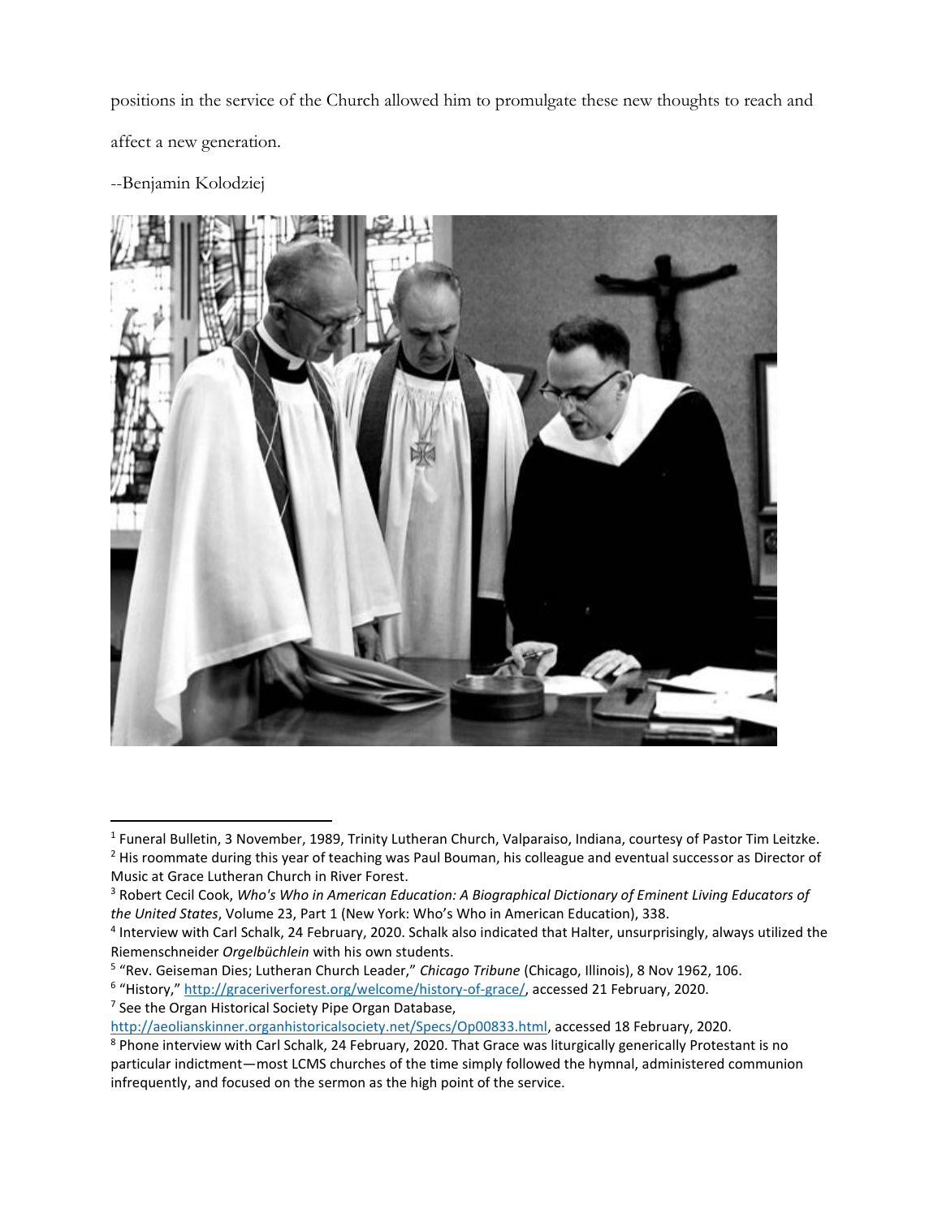positions in the service of the Church allowed him to promulgate these new thoughts to reach and affect a new generation.

--Benjamin Kolodziej

---

[1] Funeral Bulletin, 3 November, 1989, Trinity Lutheran Church, Valparaiso, Indiana, courtesy of Pastor Tim Leitzke.

[2] His roommate during this year of teaching was Paul Bouman, his colleague and eventual successor as Director of Music at Grace Lutheran Church in River Forest.

[3] Robert Cecil Cook, *Who's Who in American Education: A Biographical Dictionary of Eminent Living Educators of the United States*, Volume 23, Part 1 (New York: Who's Who in American Education), 338.

[4] Interview with Carl Schalk, 24 February, 2020. Schalk also indicated that Halter, unsurprisingly, always utilized the Riemenschneider *Orgelbüchlein* with his own students.

[5] "Rev. Geiseman Dies; Lutheran Church Leader," *Chicago Tribune* (Chicago, Illinois), 8 Nov 1962, 106.

[6] "History," http://graceriverforest.org/welcome/history-of-grace/, accessed 21 February, 2020.

[7] See the Organ Historical Society Pipe Organ Database, http://aeolianskinner.organhistoricalsociety.net/Specs/Op00833.html, accessed 18 February, 2020.

[8] Phone interview with Carl Schalk, 24 February, 2020. That Grace was liturgically generically Protestant is no particular indictment—most LCMS churches of the time simply followed the hymnal, administered communion infrequently, and focused on the sermon as the high point of the service.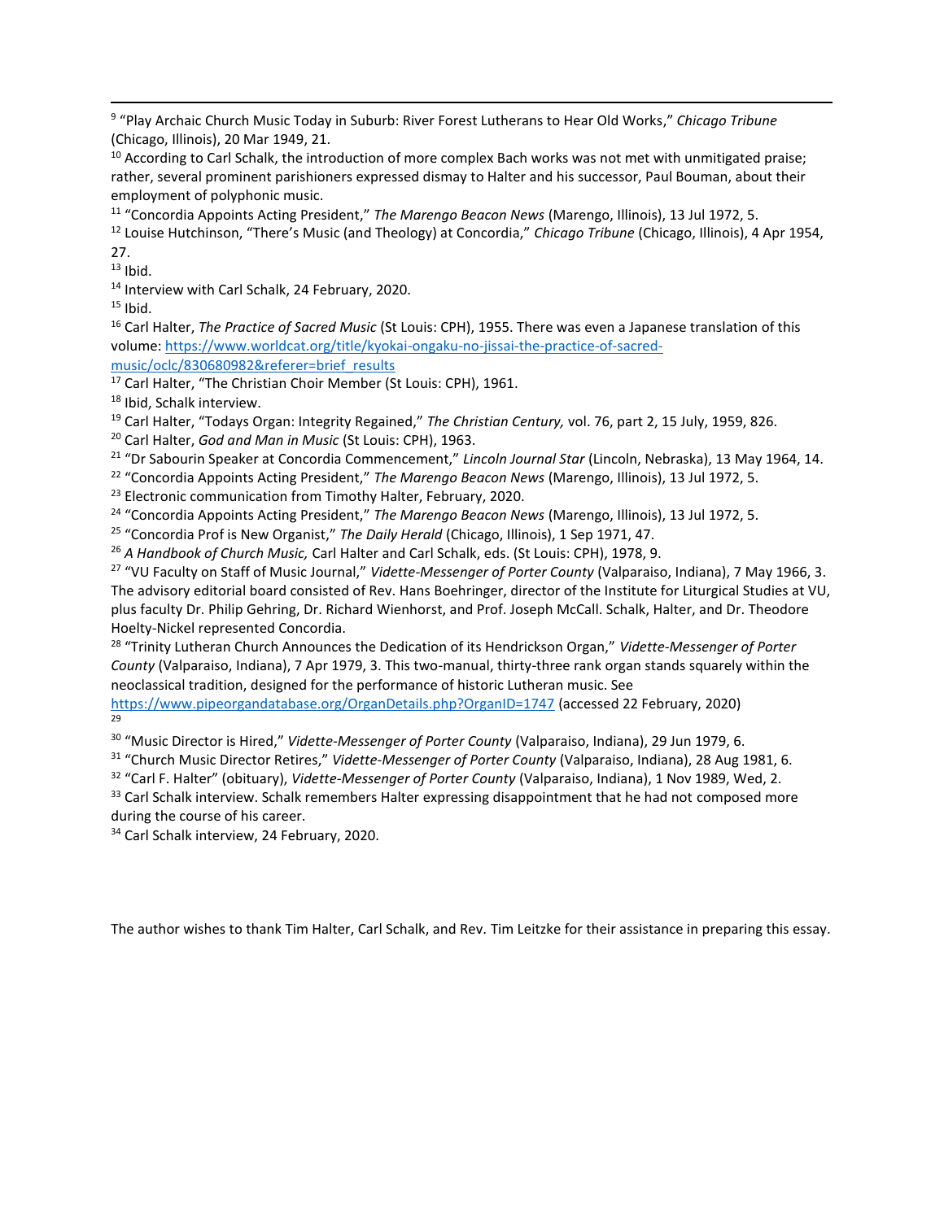[9] "Play Archaic Church Music Today in Suburb: River Forest Lutherans to Hear Old Works," *Chicago Tribune* (Chicago, Illinois), 20 Mar 1949, 21.

[10] According to Carl Schalk, the introduction of more complex Bach works was not met with unmitigated praise; rather, several prominent parishioners expressed dismay to Halter and his successor, Paul Bouman, about their employment of polyphonic music.

[11] "Concordia Appoints Acting President," *The Marengo Beacon News* (Marengo, Illinois), 13 Jul 1972, 5.

[12] Louise Hutchinson, "There's Music (and Theology) at Concordia," *Chicago Tribune* (Chicago, Illinois), 4 Apr 1954, 27.

[13] Ibid.

[14] Interview with Carl Schalk, 24 February, 2020.

[15] Ibid.

[16] Carl Halter, *The Practice of Sacred Music* (St Louis: CPH), 1955. There was even a Japanese translation of this volume: https://www.worldcat.org/title/kyokai-ongaku-no-jissai-the-practice-of-sacred-music/oclc/830680982&referer=brief_results

[17] Carl Halter, "The Christian Choir Member (St Louis: CPH), 1961.

[18] Ibid, Schalk interview.

[19] Carl Halter, "Todays Organ: Integrity Regained," *The Christian Century,* vol. 76, part 2, 15 July, 1959, 826.

[20] Carl Halter, *God and Man in Music* (St Louis: CPH), 1963.

[21] "Dr Sabourin Speaker at Concordia Commencement," *Lincoln Journal Star* (Lincoln, Nebraska), 13 May 1964, 14.

[22] "Concordia Appoints Acting President," *The Marengo Beacon News* (Marengo, Illinois), 13 Jul 1972, 5.

[23] Electronic communication from Timothy Halter, February, 2020.

[24] "Concordia Appoints Acting President," *The Marengo Beacon News* (Marengo, Illinois), 13 Jul 1972, 5.

[25] "Concordia Prof is New Organist," *The Daily Herald* (Chicago, Illinois), 1 Sep 1971, 47.

[26] *A Handbook of Church Music,* Carl Halter and Carl Schalk, eds. (St Louis: CPH), 1978, 9.

[27] "VU Faculty on Staff of Music Journal," *Vidette-Messenger of Porter County* (Valparaiso, Indiana), 7 May 1966, 3. The advisory editorial board consisted of Rev. Hans Boehringer, director of the Institute for Liturgical Studies at VU, plus faculty Dr. Philip Gehring, Dr. Richard Wienhorst, and Prof. Joseph McCall. Schalk, Halter, and Dr. Theodore Hoelty-Nickel represented Concordia.

[28] "Trinity Lutheran Church Announces the Dedication of its Hendrickson Organ," *Vidette-Messenger of Porter County* (Valparaiso, Indiana), 7 Apr 1979, 3. This two-manual, thirty-three rank organ stands squarely within the neoclassical tradition, designed for the performance of historic Lutheran music. See https://www.pipeorgandatabase.org/OrganDetails.php?OrganID=1747 (accessed 22 February, 2020)

[29]

[30] "Music Director is Hired," *Vidette-Messenger of Porter County* (Valparaiso, Indiana), 29 Jun 1979, 6.

[31] "Church Music Director Retires," *Vidette-Messenger of Porter County* (Valparaiso, Indiana), 28 Aug 1981, 6.

[32] "Carl F. Halter" (obituary), *Vidette-Messenger of Porter County* (Valparaiso, Indiana), 1 Nov 1989, Wed, 2.

[33] Carl Schalk interview. Schalk remembers Halter expressing disappointment that he had not composed more during the course of his career.

[34] Carl Schalk interview, 24 February, 2020.

The author wishes to thank Tim Halter, Carl Schalk, and Rev. Tim Leitzke for their assistance in preparing this essay.